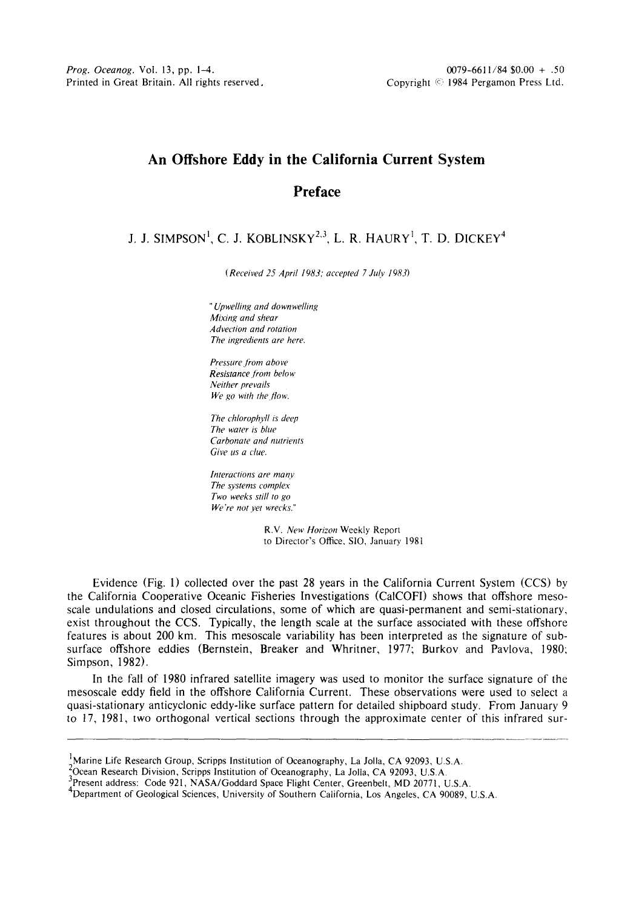# An Offshore Eddy in the California Current System

## Preface

J. J. SIMPSON[1], C. J. KOBLINSKY[2,3], L. R. HAURY[1], T. D. DICKEY[4]

*(Received 25 April 1983; accepted 7 July 1983)*

*"Upwelling and downwelling*
*Mixing and shear*
*Advection and rotation*
*The ingredients are here.*

*Pressure from above*
*Resistance from below*
*Neither prevails*
*We go with the flow.*

*The chlorophyll is deep*
*The water is blue*
*Carbonate and nutrients*
*Give us a clue.*

*Interactions are many*
*The systems complex*
*Two weeks still to go*
*We're not yet wrecks."*

R.V. *New Horizon* Weekly Report
to Director's Office, SIO, January 1981

Evidence (Fig. 1) collected over the past 28 years in the California Current System (CCS) by the California Cooperative Oceanic Fisheries Investigations (CalCOFI) shows that offshore mesoscale undulations and closed circulations, some of which are quasi-permanent and semi-stationary, exist throughout the CCS. Typically, the length scale at the surface associated with these offshore features is about 200 km. This mesoscale variability has been interpreted as the signature of subsurface offshore eddies (Bernstein, Breaker and Whritner, 1977; Burkov and Pavlova, 1980; Simpson, 1982).

In the fall of 1980 infrared satellite imagery was used to monitor the surface signature of the mesoscale eddy field in the offshore California Current. These observations were used to select a quasi-stationary anticyclonic eddy-like surface pattern for detailed shipboard study. From January 9 to 17, 1981, two orthogonal vertical sections through the approximate center of this infrared sur-

---

[1] Marine Life Research Group, Scripps Institution of Oceanography, La Jolla, CA 92093, U.S.A.
[2] Ocean Research Division, Scripps Institution of Oceanography, La Jolla, CA 92093, U.S.A.
[3] Present address: Code 921, NASA/Goddard Space Flight Center, Greenbelt, MD 20771, U.S.A.
[4] Department of Geological Sciences, University of Southern California, Los Angeles, CA 90089, U.S.A.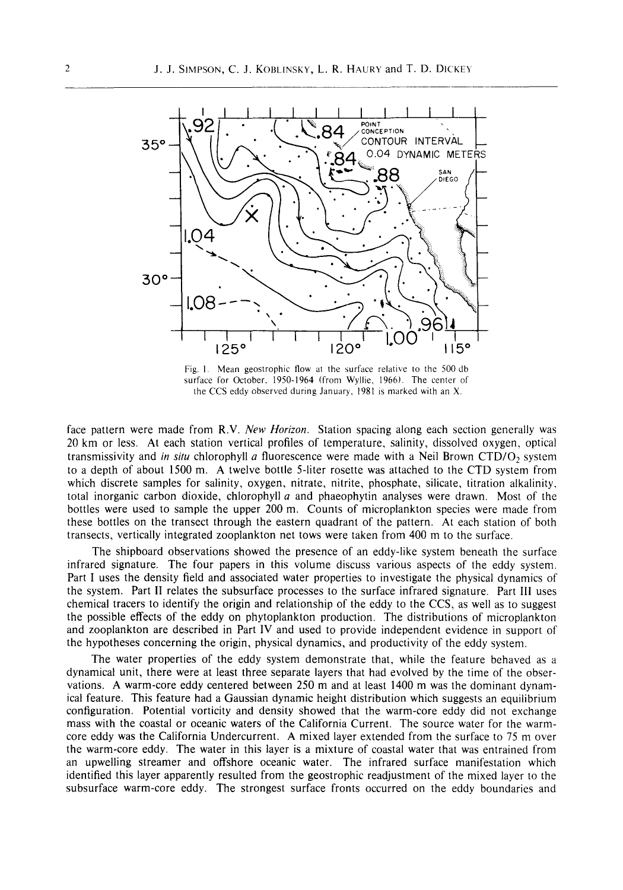Fig. 1. Mean geostrophic flow at the surface relative to the 500 db surface for October, 1950-1964 (from Wyllie, 1966). The center of the CCS eddy observed during January, 1981 is marked with an X.

face pattern were made from R.V. *New Horizon*. Station spacing along each section generally was 20 km or less. At each station vertical profiles of temperature, salinity, dissolved oxygen, optical transmissivity and *in situ* chlorophyll *a* fluorescence were made with a Neil Brown CTD/$O_2$ system to a depth of about 1500 m. A twelve bottle 5-liter rosette was attached to the CTD system from which discrete samples for salinity, oxygen, nitrate, nitrite, phosphate, silicate, titration alkalinity, total inorganic carbon dioxide, chlorophyll *a* and phaeophytin analyses were drawn. Most of the bottles were used to sample the upper 200 m. Counts of microplankton species were made from these bottles on the transect through the eastern quadrant of the pattern. At each station of both transects, vertically integrated zooplankton net tows were taken from 400 m to the surface.

The shipboard observations showed the presence of an eddy-like system beneath the surface infrared signature. The four papers in this volume discuss various aspects of the eddy system. Part I uses the density field and associated water properties to investigate the physical dynamics of the system. Part II relates the subsurface processes to the surface infrared signature. Part III uses chemical tracers to identify the origin and relationship of the eddy to the CCS, as well as to suggest the possible effects of the eddy on phytoplankton production. The distributions of microplankton and zooplankton are described in Part IV and used to provide independent evidence in support of the hypotheses concerning the origin, physical dynamics, and productivity of the eddy system.

The water properties of the eddy system demonstrate that, while the feature behaved as a dynamical unit, there were at least three separate layers that had evolved by the time of the observations. A warm-core eddy centered between 250 m and at least 1400 m was the dominant dynamical feature. This feature had a Gaussian dynamic height distribution which suggests an equilibrium configuration. Potential vorticity and density showed that the warm-core eddy did not exchange mass with the coastal or oceanic waters of the California Current. The source water for the warm-core eddy was the California Undercurrent. A mixed layer extended from the surface to 75 m over the warm-core eddy. The water in this layer is a mixture of coastal water that was entrained from an upwelling streamer and offshore oceanic water. The infrared surface manifestation which identified this layer apparently resulted from the geostrophic readjustment of the mixed layer to the subsurface warm-core eddy. The strongest surface fronts occurred on the eddy boundaries and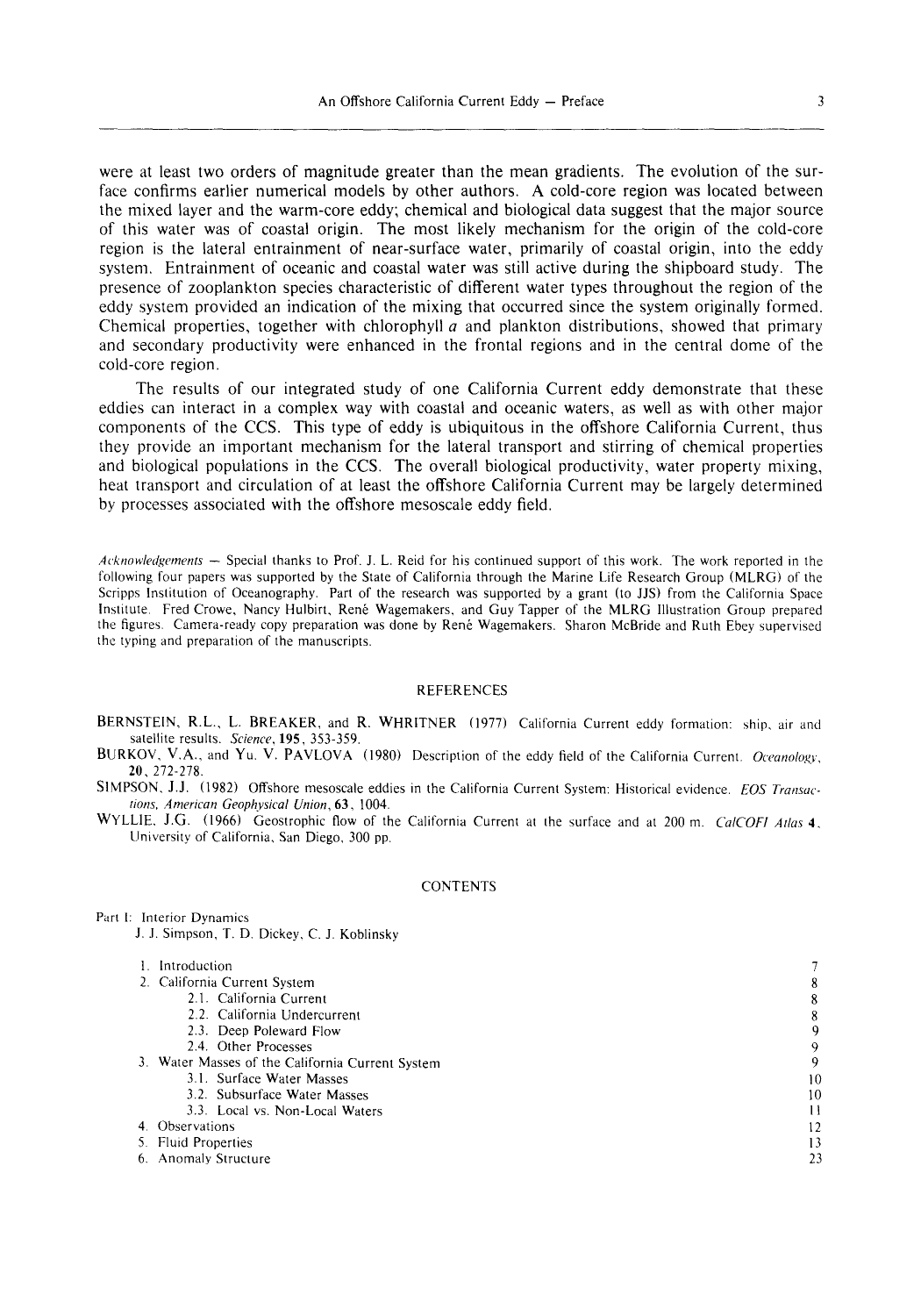were at least two orders of magnitude greater than the mean gradients. The evolution of the surface confirms earlier numerical models by other authors. A cold-core region was located between the mixed layer and the warm-core eddy; chemical and biological data suggest that the major source of this water was of coastal origin. The most likely mechanism for the origin of the cold-core region is the lateral entrainment of near-surface water, primarily of coastal origin, into the eddy system. Entrainment of oceanic and coastal water was still active during the shipboard study. The presence of zooplankton species characteristic of different water types throughout the region of the eddy system provided an indication of the mixing that occurred since the system originally formed. Chemical properties, together with chlorophyll *a* and plankton distributions, showed that primary and secondary productivity were enhanced in the frontal regions and in the central dome of the cold-core region.

The results of our integrated study of one California Current eddy demonstrate that these eddies can interact in a complex way with coastal and oceanic waters, as well as with other major components of the CCS. This type of eddy is ubiquitous in the offshore California Current, thus they provide an important mechanism for the lateral transport and stirring of chemical properties and biological populations in the CCS. The overall biological productivity, water property mixing, heat transport and circulation of at least the offshore California Current may be largely determined by processes associated with the offshore mesoscale eddy field.

*Acknowledgements* — Special thanks to Prof. J. L. Reid for his continued support of this work. The work reported in the following four papers was supported by the State of California through the Marine Life Research Group (MLRG) of the Scripps Institution of Oceanography. Part of the research was supported by a grant (to JJS) from the California Space Institute. Fred Crowe, Nancy Hulbirt, René Wagemakers, and Guy Tapper of the MLRG Illustration Group prepared the figures. Camera-ready copy preparation was done by René Wagemakers. Sharon McBride and Ruth Ebey supervised the typing and preparation of the manuscripts.

## REFERENCES

BERNSTEIN, R.L., L. BREAKER, and R. WHRITNER (1977) California Current eddy formation: ship, air and satellite results. *Science*, **195**, 353-359.

BURKOV, V.A., and Yu. V. PAVLOVA (1980) Description of the eddy field of the California Current. *Oceanology*, **20**, 272-278.

SIMPSON, J.J. (1982) Offshore mesoscale eddies in the California Current System: Historical evidence. *EOS Transactions, American Geophysical Union*, **63**, 1004.

WYLLIE, J.G. (1966) Geostrophic flow of the California Current at the surface and at 200 m. *CalCOFI Atlas* **4**, University of California, San Diego, 300 pp.

## CONTENTS

Part I: Interior Dynamics
J. J. Simpson, T. D. Dickey, C. J. Koblinsky

| | |
|---|---|
| 1. Introduction | 7 |
| 2. California Current System | 8 |
| 2.1. California Current | 8 |
| 2.2. California Undercurrent | 8 |
| 2.3. Deep Poleward Flow | 9 |
| 2.4. Other Processes | 9 |
| 3. Water Masses of the California Current System | 9 |
| 3.1. Surface Water Masses | 10 |
| 3.2. Subsurface Water Masses | 10 |
| 3.3. Local vs. Non-Local Waters | 11 |
| 4. Observations | 12 |
| 5. Fluid Properties | 13 |
| 6. Anomaly Structure | 23 |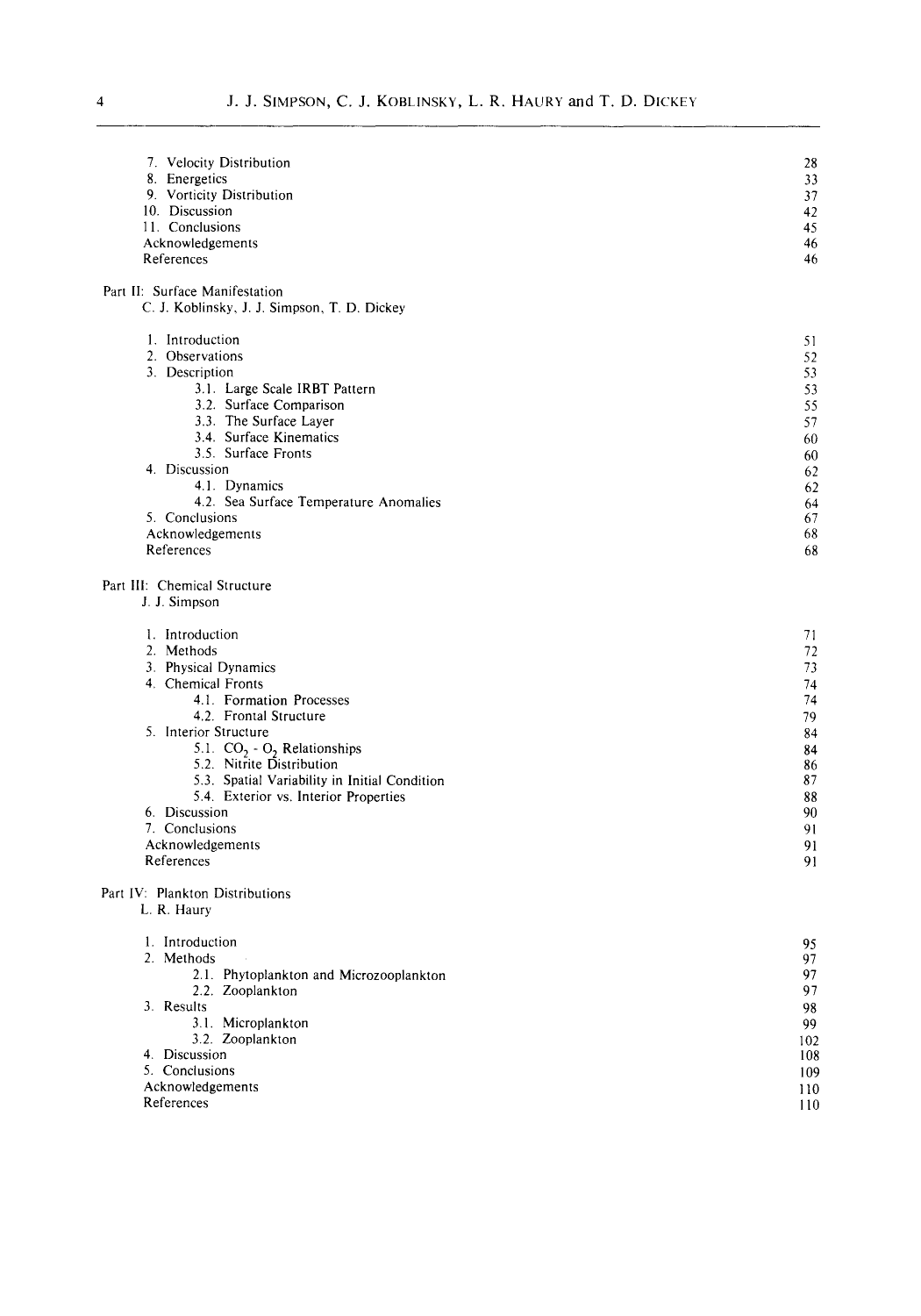| | |
|---|---|
| 7. Velocity Distribution | 28 |
| 8. Energetics | 33 |
| 9. Vorticity Distribution | 37 |
| 10. Discussion | 42 |
| 11. Conclusions | 45 |
| Acknowledgements | 46 |
| References | 46 |

Part II: Surface Manifestation
C. J. Koblinsky, J. J. Simpson, T. D. Dickey

| | |
|---|---|
| 1. Introduction | 51 |
| 2. Observations | 52 |
| 3. Description | 53 |
| 3.1. Large Scale IRBT Pattern | 53 |
| 3.2. Surface Comparison | 55 |
| 3.3. The Surface Layer | 57 |
| 3.4. Surface Kinematics | 60 |
| 3.5. Surface Fronts | 60 |
| 4. Discussion | 62 |
| 4.1. Dynamics | 62 |
| 4.2. Sea Surface Temperature Anomalies | 64 |
| 5. Conclusions | 67 |
| Acknowledgements | 68 |
| References | 68 |

Part III: Chemical Structure
J. J. Simpson

| | |
|---|---|
| 1. Introduction | 71 |
| 2. Methods | 72 |
| 3. Physical Dynamics | 73 |
| 4. Chemical Fronts | 74 |
| 4.1. Formation Processes | 74 |
| 4.2. Frontal Structure | 79 |
| 5. Interior Structure | 84 |
| 5.1. $CO_2$ - $O_2$ Relationships | 84 |
| 5.2. Nitrite Distribution | 86 |
| 5.3. Spatial Variability in Initial Condition | 87 |
| 5.4. Exterior vs. Interior Properties | 88 |
| 6. Discussion | 90 |
| 7. Conclusions | 91 |
| Acknowledgements | 91 |
| References | 91 |

Part IV: Plankton Distributions
L. R. Haury

| | |
|---|---|
| 1. Introduction | 95 |
| 2. Methods | 97 |
| 2.1. Phytoplankton and Microzooplankton | 97 |
| 2.2. Zooplankton | 97 |
| 3. Results | 98 |
| 3.1. Microplankton | 99 |
| 3.2. Zooplankton | 102 |
| 4. Discussion | 108 |
| 5. Conclusions | 109 |
| Acknowledgements | 110 |
| References | 110 |